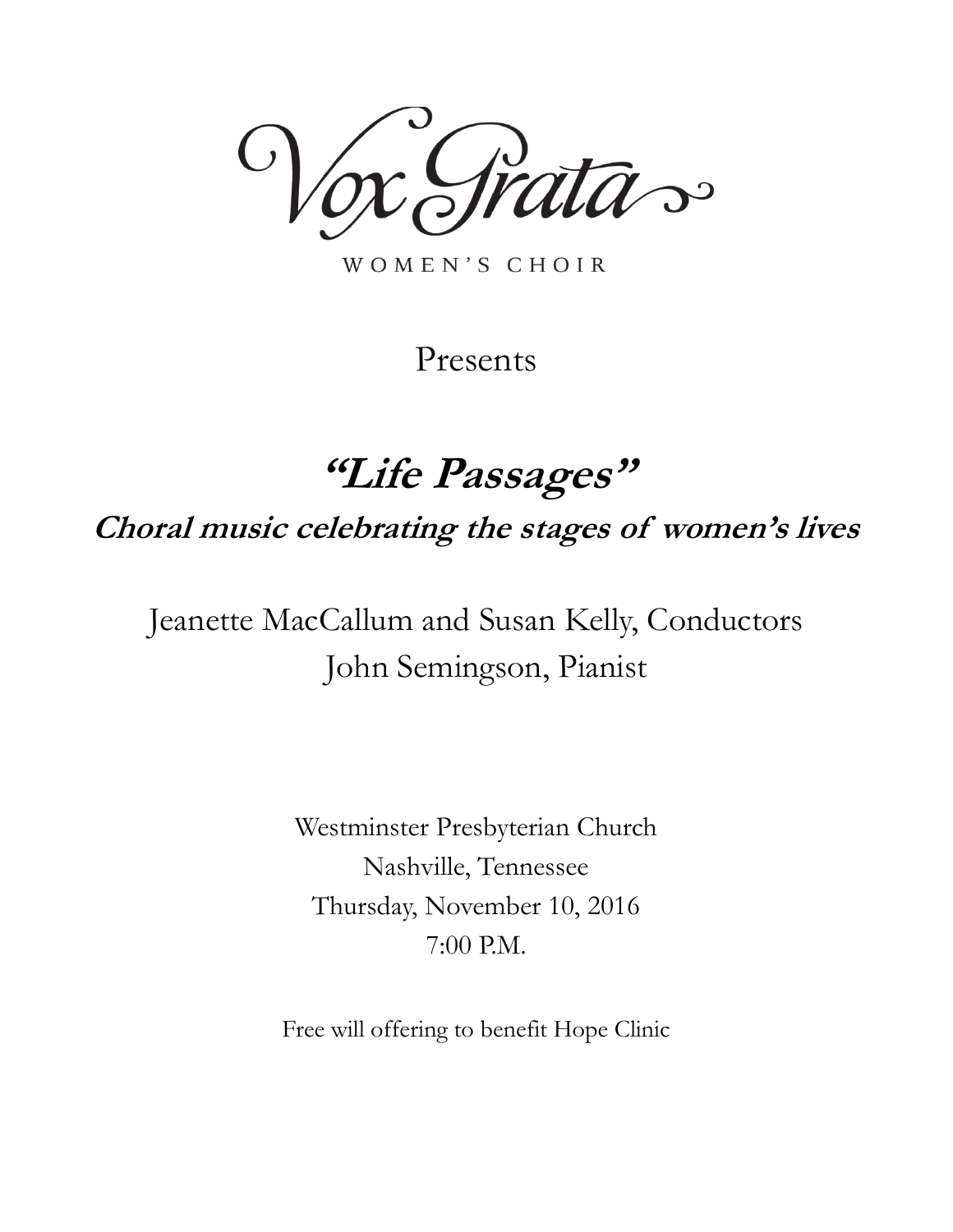# Vox Grata

WOMEN'S CHOIR

Presents

## *"Life Passages"*

### *Choral music celebrating the stages of women's lives*

Jeanette MacCallum and Susan Kelly, Conductors
John Semingson, Pianist

Westminster Presbyterian Church
Nashville, Tennessee
Thursday, November 10, 2016
7:00 P.M.

Free will offering to benefit Hope Clinic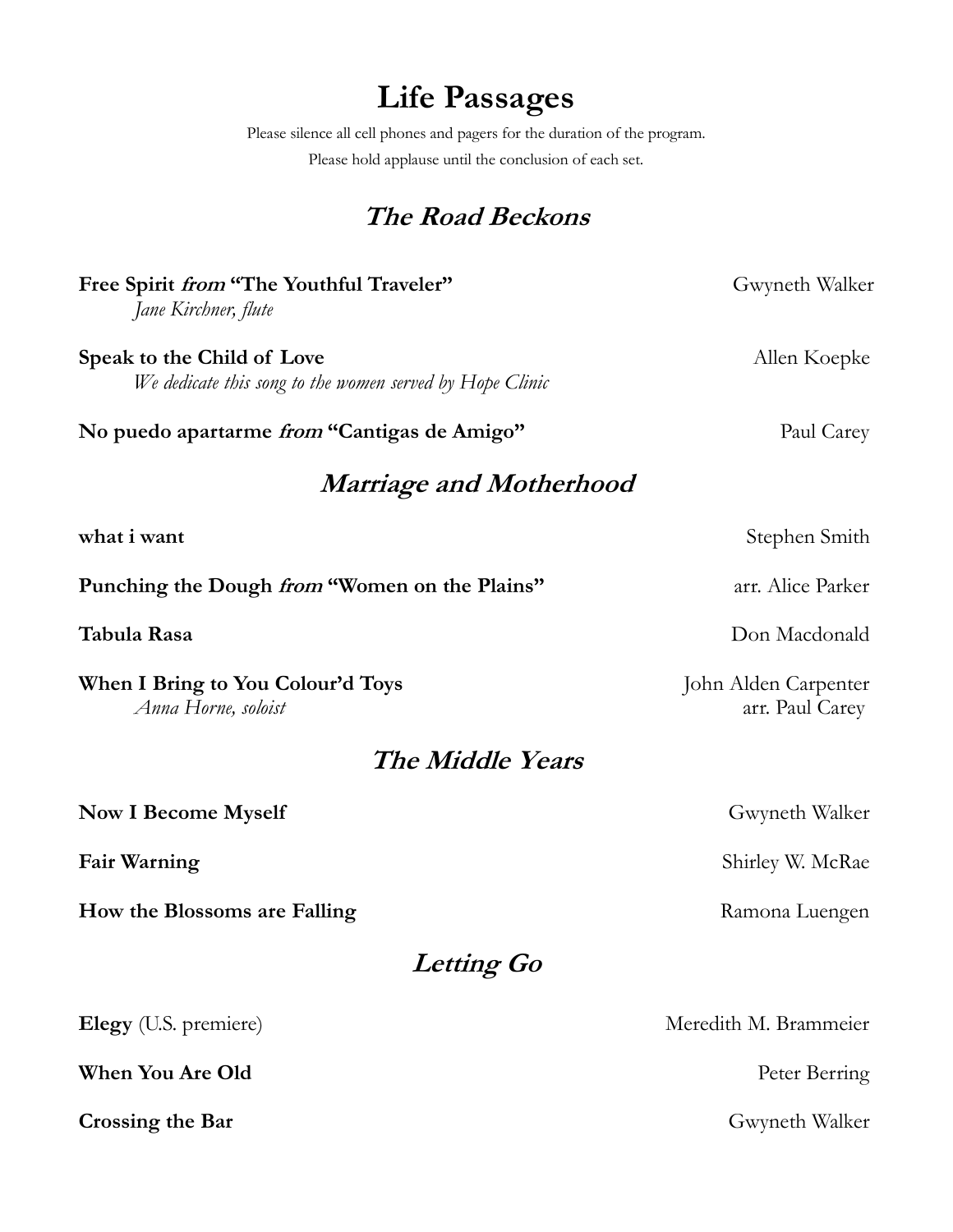# Life Passages

Please silence all cell phones and pagers for the duration of the program.

Please hold applause until the conclusion of each set.

## *The Road Beckons*

**Free Spirit *from* "The Youthful Traveler"** — Gwyneth Walker
*Jane Kirchner, flute*

**Speak to the Child of Love** — Allen Koepke
*We dedicate this song to the women served by Hope Clinic*

**No puedo apartarme *from* "Cantigas de Amigo"** — Paul Carey

## *Marriage and Motherhood*

**what i want** — Stephen Smith

**Punching the Dough *from* "Women on the Plains"** — arr. Alice Parker

**Tabula Rasa** — Don Macdonald

**When I Bring to You Colour'd Toys** — John Alden Carpenter, arr. Paul Carey
*Anna Horne, soloist*

## *The Middle Years*

**Now I Become Myself** — Gwyneth Walker

**Fair Warning** — Shirley W. McRae

**How the Blossoms are Falling** — Ramona Luengen

## *Letting Go*

**Elegy** (U.S. premiere) — Meredith M. Brammeier

**When You Are Old** — Peter Berring

**Crossing the Bar** — Gwyneth Walker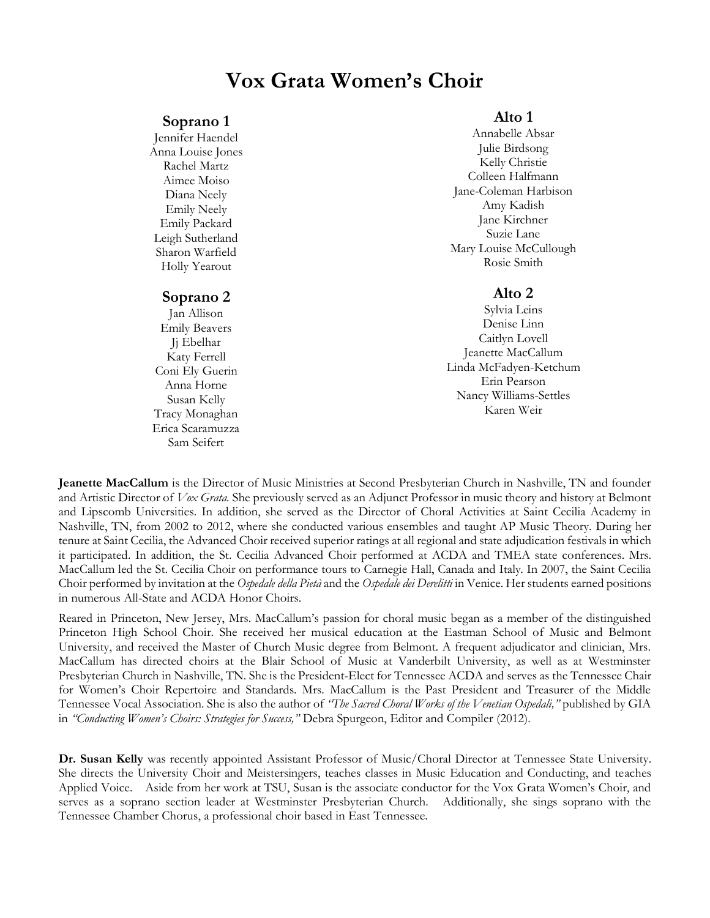# Vox Grata Women's Choir

### Soprano 1

Jennifer Haendel
Anna Louise Jones
Rachel Martz
Aimee Moiso
Diana Neely
Emily Neely
Emily Packard
Leigh Sutherland
Sharon Warfield
Holly Yearout

### Soprano 2

Jan Allison
Emily Beavers
Jj Ebelhar
Katy Ferrell
Coni Ely Guerin
Anna Horne
Susan Kelly
Tracy Monaghan
Erica Scaramuzza
Sam Seifert

### Alto 1

Annabelle Absar
Julie Birdsong
Kelly Christie
Colleen Halfmann
Jane-Coleman Harbison
Amy Kadish
Jane Kirchner
Suzie Lane
Mary Louise McCullough
Rosie Smith

### Alto 2

Sylvia Leins
Denise Linn
Caitlyn Lovell
Jeanette MacCallum
Linda McFadyen-Ketchum
Erin Pearson
Nancy Williams-Settles
Karen Weir

**Jeanette MacCallum** is the Director of Music Ministries at Second Presbyterian Church in Nashville, TN and founder and Artistic Director of *Vox Grata.* She previously served as an Adjunct Professor in music theory and history at Belmont and Lipscomb Universities. In addition, she served as the Director of Choral Activities at Saint Cecilia Academy in Nashville, TN, from 2002 to 2012, where she conducted various ensembles and taught AP Music Theory. During her tenure at Saint Cecilia, the Advanced Choir received superior ratings at all regional and state adjudication festivals in which it participated. In addition, the St. Cecilia Advanced Choir performed at ACDA and TMEA state conferences. Mrs. MacCallum led the St. Cecilia Choir on performance tours to Carnegie Hall, Canada and Italy. In 2007, the Saint Cecilia Choir performed by invitation at the *Ospedale della Pietà* and the *Ospedale dei Derelitti* in Venice. Her students earned positions in numerous All-State and ACDA Honor Choirs.

Reared in Princeton, New Jersey, Mrs. MacCallum's passion for choral music began as a member of the distinguished Princeton High School Choir. She received her musical education at the Eastman School of Music and Belmont University, and received the Master of Church Music degree from Belmont. A frequent adjudicator and clinician, Mrs. MacCallum has directed choirs at the Blair School of Music at Vanderbilt University, as well as at Westminster Presbyterian Church in Nashville, TN. She is the President-Elect for Tennessee ACDA and serves as the Tennessee Chair for Women's Choir Repertoire and Standards. Mrs. MacCallum is the Past President and Treasurer of the Middle Tennessee Vocal Association. She is also the author of *"The Sacred Choral Works of the Venetian Ospedali,"* published by GIA in *"Conducting Women's Choirs: Strategies for Success,"* Debra Spurgeon, Editor and Compiler (2012).

**Dr. Susan Kelly** was recently appointed Assistant Professor of Music/Choral Director at Tennessee State University. She directs the University Choir and Meistersingers, teaches classes in Music Education and Conducting, and teaches Applied Voice. Aside from her work at TSU, Susan is the associate conductor for the Vox Grata Women's Choir, and serves as a soprano section leader at Westminster Presbyterian Church. Additionally, she sings soprano with the Tennessee Chamber Chorus, a professional choir based in East Tennessee.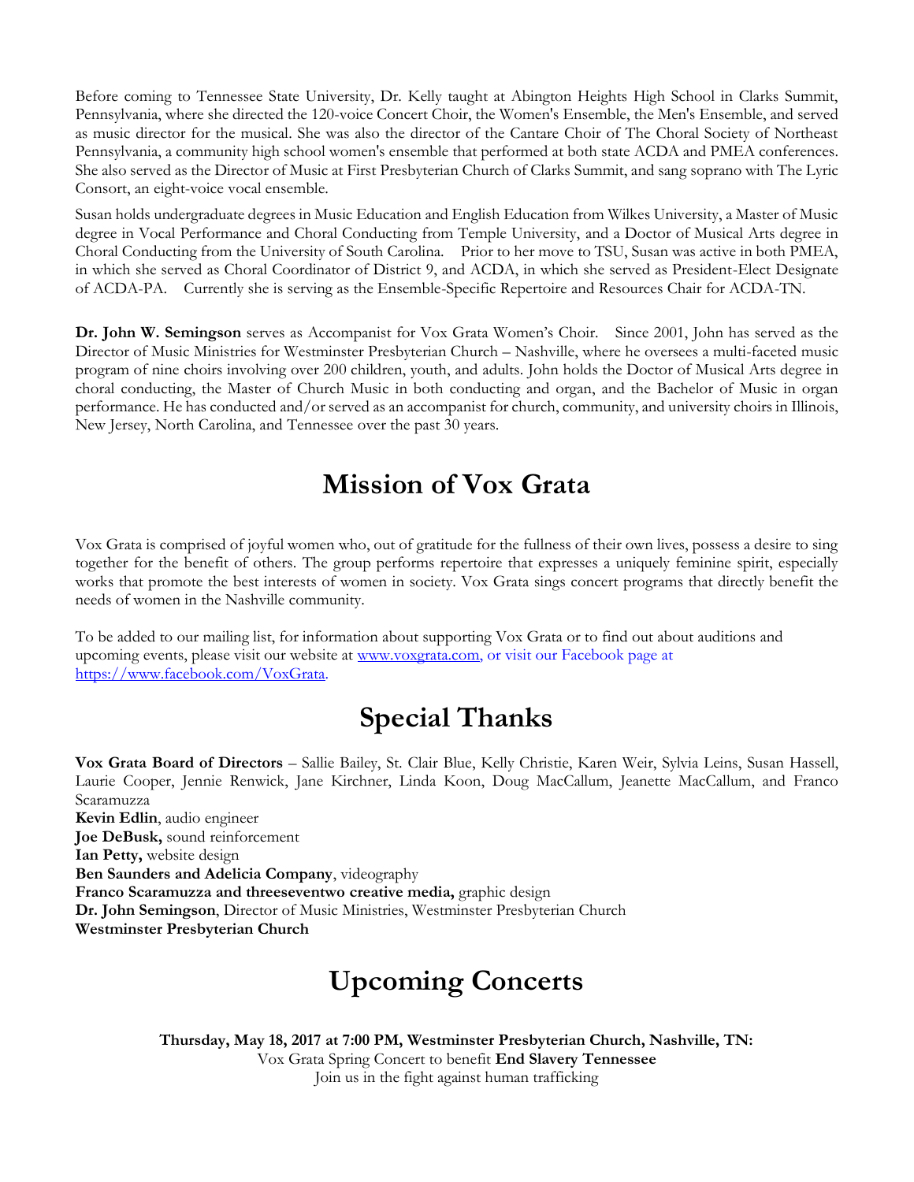Before coming to Tennessee State University, Dr. Kelly taught at Abington Heights High School in Clarks Summit, Pennsylvania, where she directed the 120-voice Concert Choir, the Women's Ensemble, the Men's Ensemble, and served as music director for the musical. She was also the director of the Cantare Choir of The Choral Society of Northeast Pennsylvania, a community high school women's ensemble that performed at both state ACDA and PMEA conferences. She also served as the Director of Music at First Presbyterian Church of Clarks Summit, and sang soprano with The Lyric Consort, an eight-voice vocal ensemble.

Susan holds undergraduate degrees in Music Education and English Education from Wilkes University, a Master of Music degree in Vocal Performance and Choral Conducting from Temple University, and a Doctor of Musical Arts degree in Choral Conducting from the University of South Carolina. Prior to her move to TSU, Susan was active in both PMEA, in which she served as Choral Coordinator of District 9, and ACDA, in which she served as President-Elect Designate of ACDA-PA. Currently she is serving as the Ensemble-Specific Repertoire and Resources Chair for ACDA-TN.

**Dr. John W. Semingson** serves as Accompanist for Vox Grata Women's Choir. Since 2001, John has served as the Director of Music Ministries for Westminster Presbyterian Church – Nashville, where he oversees a multi-faceted music program of nine choirs involving over 200 children, youth, and adults. John holds the Doctor of Musical Arts degree in choral conducting, the Master of Church Music in both conducting and organ, and the Bachelor of Music in organ performance. He has conducted and/or served as an accompanist for church, community, and university choirs in Illinois, New Jersey, North Carolina, and Tennessee over the past 30 years.

# Mission of Vox Grata

Vox Grata is comprised of joyful women who, out of gratitude for the fullness of their own lives, possess a desire to sing together for the benefit of others. The group performs repertoire that expresses a uniquely feminine spirit, especially works that promote the best interests of women in society. Vox Grata sings concert programs that directly benefit the needs of women in the Nashville community.

To be added to our mailing list, for information about supporting Vox Grata or to find out about auditions and upcoming events, please visit our website at www.voxgrata.com, or visit our Facebook page at https://www.facebook.com/VoxGrata.

# Special Thanks

**Vox Grata Board of Directors** – Sallie Bailey, St. Clair Blue, Kelly Christie, Karen Weir, Sylvia Leins, Susan Hassell, Laurie Cooper, Jennie Renwick, Jane Kirchner, Linda Koon, Doug MacCallum, Jeanette MacCallum, and Franco Scaramuzza
**Kevin Edlin**, audio engineer
**Joe DeBusk,** sound reinforcement
**Ian Petty,** website design
**Ben Saunders and Adelicia Company**, videography
**Franco Scaramuzza and threeseventwo creative media,** graphic design
**Dr. John Semingson**, Director of Music Ministries, Westminster Presbyterian Church
**Westminster Presbyterian Church**

# Upcoming Concerts

**Thursday, May 18, 2017 at 7:00 PM, Westminster Presbyterian Church, Nashville, TN:**
Vox Grata Spring Concert to benefit **End Slavery Tennessee**
Join us in the fight against human trafficking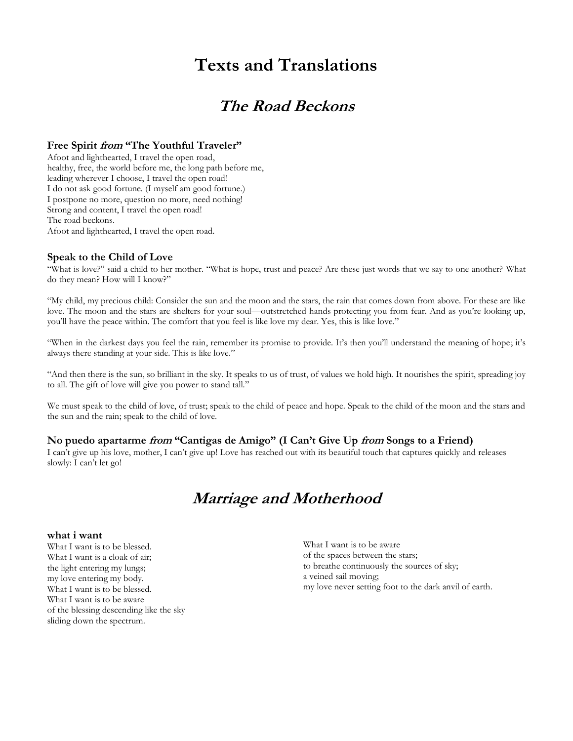# Texts and Translations

## *The Road Beckons*

### Free Spirit *from* "The Youthful Traveler"

Afoot and lighthearted, I travel the open road,
healthy, free, the world before me, the long path before me,
leading wherever I choose, I travel the open road!
I do not ask good fortune. (I myself am good fortune.)
I postpone no more, question no more, need nothing!
Strong and content, I travel the open road!
The road beckons.
Afoot and lighthearted, I travel the open road.

### Speak to the Child of Love

"What is love?" said a child to her mother. "What is hope, trust and peace? Are these just words that we say to one another? What do they mean? How will I know?"

"My child, my precious child: Consider the sun and the moon and the stars, the rain that comes down from above. For these are like love. The moon and the stars are shelters for your soul—outstretched hands protecting you from fear. And as you're looking up, you'll have the peace within. The comfort that you feel is like love my dear. Yes, this is like love."

"When in the darkest days you feel the rain, remember its promise to provide. It's then you'll understand the meaning of hope; it's always there standing at your side. This is like love."

"And then there is the sun, so brilliant in the sky. It speaks to us of trust, of values we hold high. It nourishes the spirit, spreading joy to all. The gift of love will give you power to stand tall."

We must speak to the child of love, of trust; speak to the child of peace and hope. Speak to the child of the moon and the stars and the sun and the rain; speak to the child of love.

### No puedo apartarme *from* "Cantigas de Amigo" (I Can't Give Up *from* Songs to a Friend)

I can't give up his love, mother, I can't give up! Love has reached out with its beautiful touch that captures quickly and releases slowly: I can't let go!

## *Marriage and Motherhood*

### what i want

What I want is to be blessed.
What I want is a cloak of air;
the light entering my lungs;
my love entering my body.
What I want is to be blessed.
What I want is to be aware
of the blessing descending like the sky
sliding down the spectrum.

What I want is to be aware
of the spaces between the stars;
to breathe continuously the sources of sky;
a veined sail moving;
my love never setting foot to the dark anvil of earth.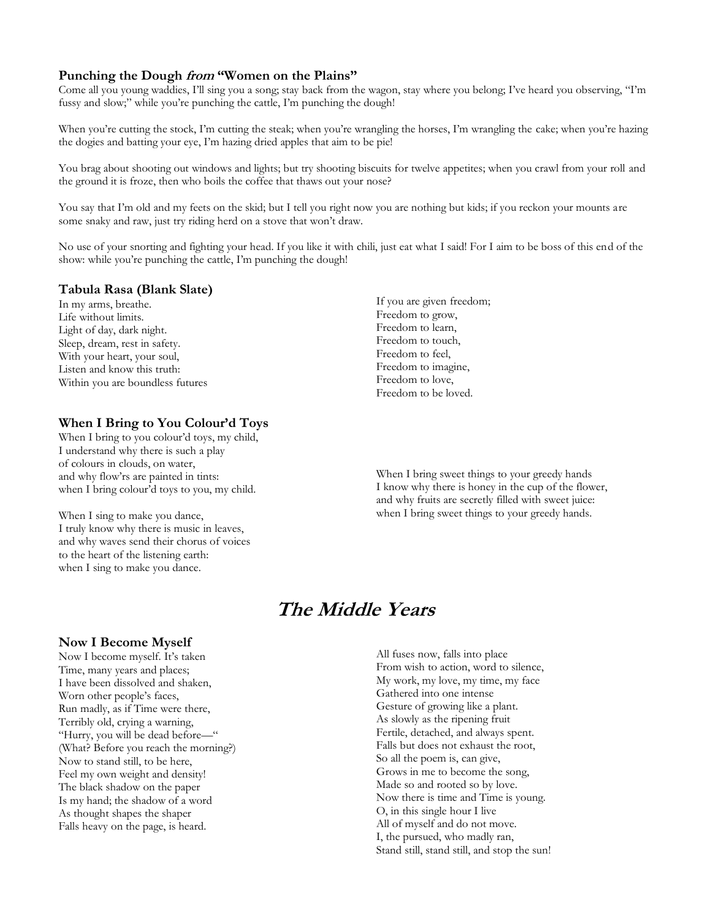### Punching the Dough *from* "Women on the Plains"

Come all you young waddies, I'll sing you a song; stay back from the wagon, stay where you belong; I've heard you observing, "I'm fussy and slow;" while you're punching the cattle, I'm punching the dough!

When you're cutting the stock, I'm cutting the steak; when you're wrangling the horses, I'm wrangling the cake; when you're hazing the dogies and batting your eye, I'm hazing dried apples that aim to be pie!

You brag about shooting out windows and lights; but try shooting biscuits for twelve appetites; when you crawl from your roll and the ground it is froze, then who boils the coffee that thaws out your nose?

You say that I'm old and my feets on the skid; but I tell you right now you are nothing but kids; if you reckon your mounts are some snaky and raw, just try riding herd on a stove that won't draw.

No use of your snorting and fighting your head. If you like it with chili, just eat what I said! For I aim to be boss of this end of the show: while you're punching the cattle, I'm punching the dough!

### Tabula Rasa (Blank Slate)

In my arms, breathe.
Life without limits.
Light of day, dark night.
Sleep, dream, rest in safety.
With your heart, your soul,
Listen and know this truth:
Within you are boundless futures

If you are given freedom;
Freedom to grow,
Freedom to learn,
Freedom to touch,
Freedom to feel,
Freedom to imagine,
Freedom to love,
Freedom to be loved.

### When I Bring to You Colour'd Toys

When I bring to you colour'd toys, my child,
I understand why there is such a play
of colours in clouds, on water,
and why flow'rs are painted in tints:
when I bring colour'd toys to you, my child.

When I sing to make you dance,
I truly know why there is music in leaves,
and why waves send their chorus of voices
to the heart of the listening earth:
when I sing to make you dance.

When I bring sweet things to your greedy hands
I know why there is honey in the cup of the flower,
and why fruits are secretly filled with sweet juice:
when I bring sweet things to your greedy hands.

# The Middle Years

### Now I Become Myself

Now I become myself. It's taken
Time, many years and places;
I have been dissolved and shaken,
Worn other people's faces,
Run madly, as if Time were there,
Terribly old, crying a warning,
"Hurry, you will be dead before—"
(What? Before you reach the morning?)
Now to stand still, to be here,
Feel my own weight and density!
The black shadow on the paper
Is my hand; the shadow of a word
As thought shapes the shaper
Falls heavy on the page, is heard.

All fuses now, falls into place
From wish to action, word to silence,
My work, my love, my time, my face
Gathered into one intense
Gesture of growing like a plant.
As slowly as the ripening fruit
Fertile, detached, and always spent.
Falls but does not exhaust the root,
So all the poem is, can give,
Grows in me to become the song,
Made so and rooted so by love.
Now there is time and Time is young.
O, in this single hour I live
All of myself and do not move.
I, the pursued, who madly ran,
Stand still, stand still, and stop the sun!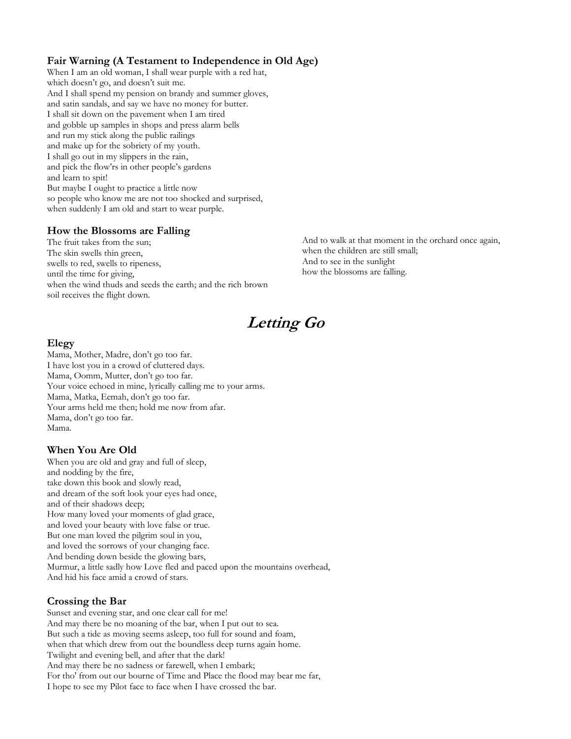### Fair Warning (A Testament to Independence in Old Age)

When I am an old woman, I shall wear purple with a red hat,
which doesn't go, and doesn't suit me.
And I shall spend my pension on brandy and summer gloves,
and satin sandals, and say we have no money for butter.
I shall sit down on the pavement when I am tired
and gobble up samples in shops and press alarm bells
and run my stick along the public railings
and make up for the sobriety of my youth.
I shall go out in my slippers in the rain,
and pick the flow'rs in other people's gardens
and learn to spit!
But maybe I ought to practice a little now
so people who know me are not too shocked and surprised,
when suddenly I am old and start to wear purple.

### How the Blossoms are Falling

The fruit takes from the sun;
The skin swells thin green,
swells to red, swells to ripeness,
until the time for giving,
when the wind thuds and seeds the earth; and the rich brown
soil receives the flight down.
And to walk at that moment in the orchard once again,
when the children are still small;
And to see in the sunlight
how the blossoms are falling.

## *Letting Go*

### Elegy

Mama, Mother, Madre, don't go too far.
I have lost you in a crowd of cluttered days.
Mama, Oomm, Mutter, don't go too far.
Your voice echoed in mine, lyrically calling me to your arms.
Mama, Matka, Eemah, don't go too far.
Your arms held me then; hold me now from afar.
Mama, don't go too far.
Mama.

### When You Are Old

When you are old and gray and full of sleep,
and nodding by the fire,
take down this book and slowly read,
and dream of the soft look your eyes had once,
and of their shadows deep;
How many loved your moments of glad grace,
and loved your beauty with love false or true.
But one man loved the pilgrim soul in you,
and loved the sorrows of your changing face.
And bending down beside the glowing bars,
Murmur, a little sadly how Love fled and paced upon the mountains overhead,
And hid his face amid a crowd of stars.

### Crossing the Bar

Sunset and evening star, and one clear call for me!
And may there be no moaning of the bar, when I put out to sea.
But such a tide as moving seems asleep, too full for sound and foam,
when that which drew from out the boundless deep turns again home.
Twilight and evening bell, and after that the dark!
And may there be no sadness or farewell, when I embark;
For tho' from out our bourne of Time and Place the flood may bear me far,
I hope to see my Pilot face to face when I have crossed the bar.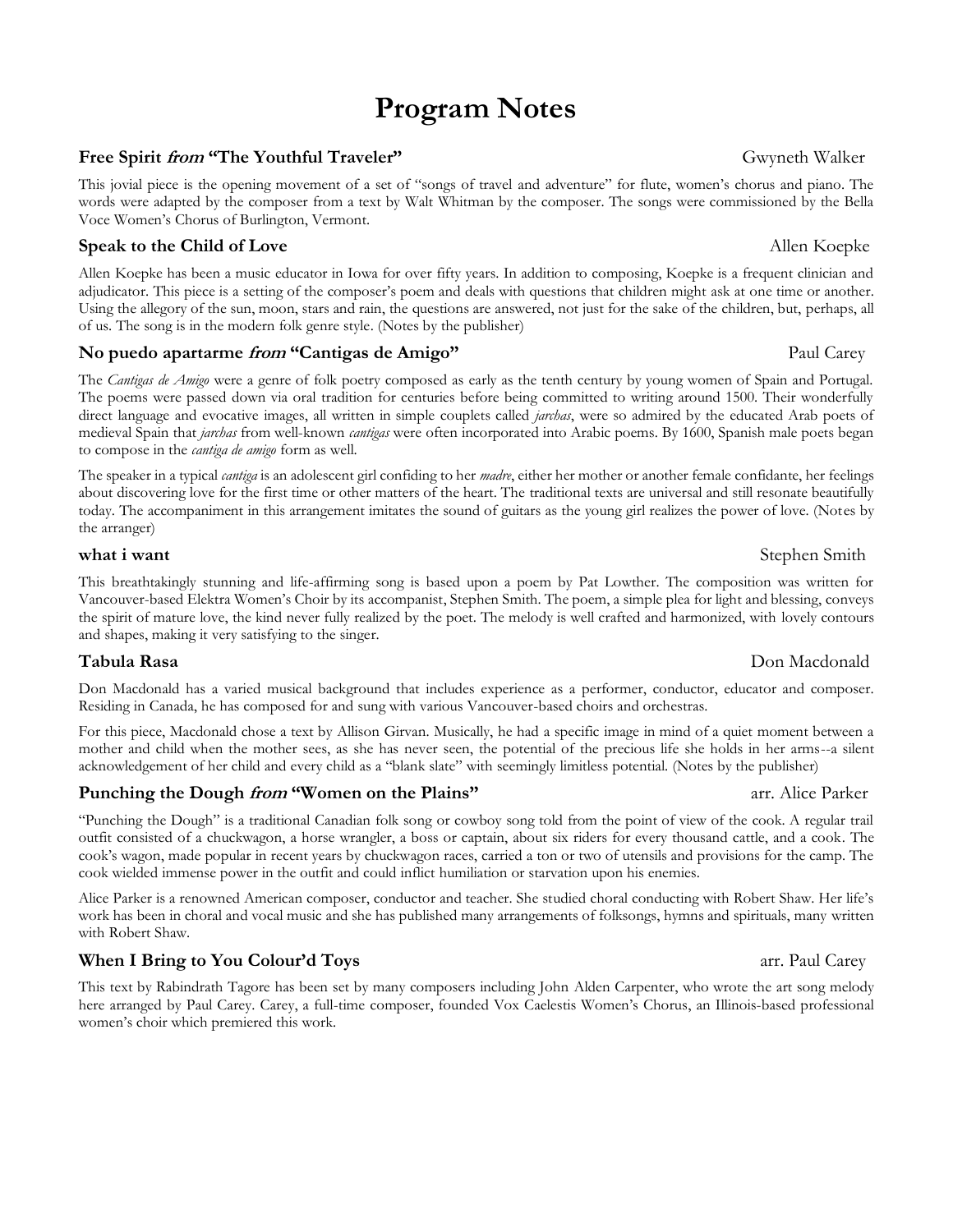# Program Notes

### **Free Spirit** ***from*** **"The Youthful Traveler"** — Gwyneth Walker

This jovial piece is the opening movement of a set of "songs of travel and adventure" for flute, women's chorus and piano. The words were adapted by the composer from a text by Walt Whitman by the composer. The songs were commissioned by the Bella Voce Women's Chorus of Burlington, Vermont.

### **Speak to the Child of Love** — Allen Koepke

Allen Koepke has been a music educator in Iowa for over fifty years. In addition to composing, Koepke is a frequent clinician and adjudicator. This piece is a setting of the composer's poem and deals with questions that children might ask at one time or another. Using the allegory of the sun, moon, stars and rain, the questions are answered, not just for the sake of the children, but, perhaps, all of us. The song is in the modern folk genre style. (Notes by the publisher)

### **No puedo apartarme** ***from*** **"Cantigas de Amigo"** — Paul Carey

The *Cantigas de Amigo* were a genre of folk poetry composed as early as the tenth century by young women of Spain and Portugal. The poems were passed down via oral tradition for centuries before being committed to writing around 1500. Their wonderfully direct language and evocative images, all written in simple couplets called *jarchas*, were so admired by the educated Arab poets of medieval Spain that *jarchas* from well-known *cantigas* were often incorporated into Arabic poems. By 1600, Spanish male poets began to compose in the *cantiga de amigo* form as well.

The speaker in a typical *cantiga* is an adolescent girl confiding to her *madre*, either her mother or another female confidante, her feelings about discovering love for the first time or other matters of the heart. The traditional texts are universal and still resonate beautifully today. The accompaniment in this arrangement imitates the sound of guitars as the young girl realizes the power of love. (Notes by the arranger)

### **what i want** — Stephen Smith

This breathtakingly stunning and life-affirming song is based upon a poem by Pat Lowther. The composition was written for Vancouver-based Elektra Women's Choir by its accompanist, Stephen Smith. The poem, a simple plea for light and blessing, conveys the spirit of mature love, the kind never fully realized by the poet. The melody is well crafted and harmonized, with lovely contours and shapes, making it very satisfying to the singer.

### **Tabula Rasa** — Don Macdonald

Don Macdonald has a varied musical background that includes experience as a performer, conductor, educator and composer. Residing in Canada, he has composed for and sung with various Vancouver-based choirs and orchestras.

For this piece, Macdonald chose a text by Allison Girvan. Musically, he had a specific image in mind of a quiet moment between a mother and child when the mother sees, as she has never seen, the potential of the precious life she holds in her arms--a silent acknowledgement of her child and every child as a "blank slate" with seemingly limitless potential. (Notes by the publisher)

### **Punching the Dough** ***from*** **"Women on the Plains"** — arr. Alice Parker

"Punching the Dough" is a traditional Canadian folk song or cowboy song told from the point of view of the cook. A regular trail outfit consisted of a chuckwagon, a horse wrangler, a boss or captain, about six riders for every thousand cattle, and a cook. The cook's wagon, made popular in recent years by chuckwagon races, carried a ton or two of utensils and provisions for the camp. The cook wielded immense power in the outfit and could inflict humiliation or starvation upon his enemies.

Alice Parker is a renowned American composer, conductor and teacher. She studied choral conducting with Robert Shaw. Her life's work has been in choral and vocal music and she has published many arrangements of folksongs, hymns and spirituals, many written with Robert Shaw.

### **When I Bring to You Colour'd Toys** — arr. Paul Carey

This text by Rabindrath Tagore has been set by many composers including John Alden Carpenter, who wrote the art song melody here arranged by Paul Carey. Carey, a full-time composer, founded Vox Caelestis Women's Chorus, an Illinois-based professional women's choir which premiered this work.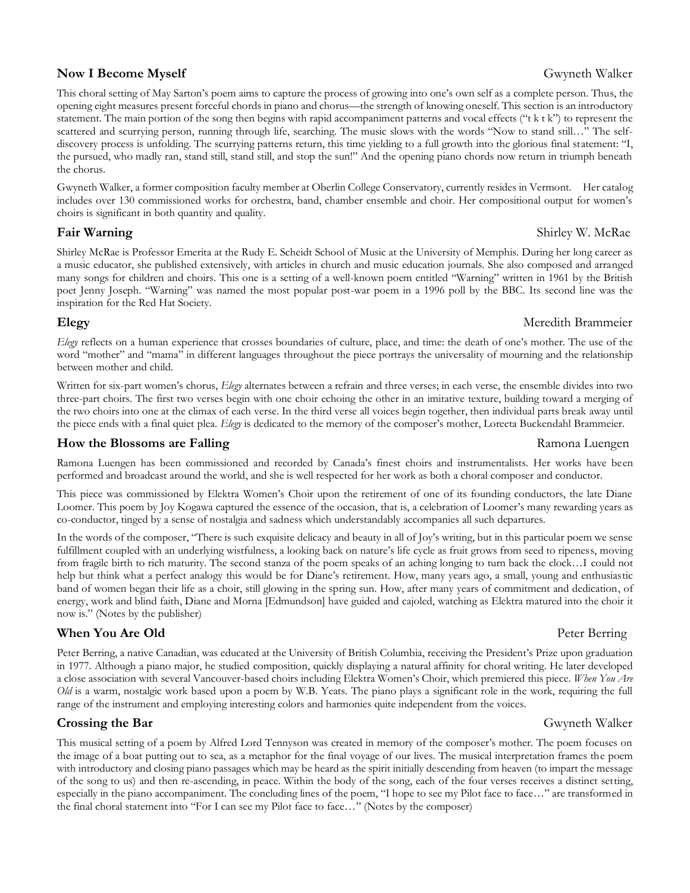### **Now I Become Myself** — Gwyneth Walker

This choral setting of May Sarton's poem aims to capture the process of growing into one's own self as a complete person. Thus, the opening eight measures present forceful chords in piano and chorus—the strength of knowing oneself. This section is an introductory statement. The main portion of the song then begins with rapid accompaniment patterns and vocal effects ("t k t k") to represent the scattered and scurrying person, running through life, searching. The music slows with the words "Now to stand still…" The self-discovery process is unfolding. The scurrying patterns return, this time yielding to a full growth into the glorious final statement: "I, the pursued, who madly ran, stand still, stand still, and stop the sun!" And the opening piano chords now return in triumph beneath the chorus.

Gwyneth Walker, a former composition faculty member at Oberlin College Conservatory, currently resides in Vermont. Her catalog includes over 130 commissioned works for orchestra, band, chamber ensemble and choir. Her compositional output for women's choirs is significant in both quantity and quality.

### **Fair Warning** — Shirley W. McRae

Shirley McRae is Professor Emerita at the Rudy E. Scheidt School of Music at the University of Memphis. During her long career as a music educator, she published extensively, with articles in church and music education journals. She also composed and arranged many songs for children and choirs. This one is a setting of a well-known poem entitled "Warning" written in 1961 by the British poet Jenny Joseph. "Warning" was named the most popular post-war poem in a 1996 poll by the BBC. Its second line was the inspiration for the Red Hat Society.

### **Elegy** — Meredith Brammeier

*Elegy* reflects on a human experience that crosses boundaries of culture, place, and time: the death of one's mother. The use of the word "mother" and "mama" in different languages throughout the piece portrays the universality of mourning and the relationship between mother and child.

Written for six-part women's chorus, *Elegy* alternates between a refrain and three verses; in each verse, the ensemble divides into two three-part choirs. The first two verses begin with one choir echoing the other in an imitative texture, building toward a merging of the two choirs into one at the climax of each verse. In the third verse all voices begin together, then individual parts break away until the piece ends with a final quiet plea. *Elegy* is dedicated to the memory of the composer's mother, Loreeta Buckendahl Brammeier.

### **How the Blossoms are Falling** — Ramona Luengen

Ramona Luengen has been commissioned and recorded by Canada's finest choirs and instrumentalists. Her works have been performed and broadcast around the world, and she is well respected for her work as both a choral composer and conductor.

This piece was commissioned by Elektra Women's Choir upon the retirement of one of its founding conductors, the late Diane Loomer. This poem by Joy Kogawa captured the essence of the occasion, that is, a celebration of Loomer's many rewarding years as co-conductor, tinged by a sense of nostalgia and sadness which understandably accompanies all such departures.

In the words of the composer, "There is such exquisite delicacy and beauty in all of Joy's writing, but in this particular poem we sense fulfillment coupled with an underlying wistfulness, a looking back on nature's life cycle as fruit grows from seed to ripeness, moving from fragile birth to rich maturity. The second stanza of the poem speaks of an aching longing to turn back the clock…I could not help but think what a perfect analogy this would be for Diane's retirement. How, many years ago, a small, young and enthusiastic band of women began their life as a choir, still glowing in the spring sun. How, after many years of commitment and dedication, of energy, work and blind faith, Diane and Morna [Edmundson] have guided and cajoled, watching as Elektra matured into the choir it now is." (Notes by the publisher)

### **When You Are Old** — Peter Berring

Peter Berring, a native Canadian, was educated at the University of British Columbia, receiving the President's Prize upon graduation in 1977. Although a piano major, he studied composition, quickly displaying a natural affinity for choral writing. He later developed a close association with several Vancouver-based choirs including Elektra Women's Choir, which premiered this piece. *When You Are Old* is a warm, nostalgic work based upon a poem by W.B. Yeats. The piano plays a significant role in the work, requiring the full range of the instrument and employing interesting colors and harmonies quite independent from the voices.

### **Crossing the Bar** — Gwyneth Walker

This musical setting of a poem by Alfred Lord Tennyson was created in memory of the composer's mother. The poem focuses on the image of a boat putting out to sea, as a metaphor for the final voyage of our lives. The musical interpretation frames the poem with introductory and closing piano passages which may be heard as the spirit initially descending from heaven (to impart the message of the song to us) and then re-ascending, in peace. Within the body of the song, each of the four verses receives a distinct setting, especially in the piano accompaniment. The concluding lines of the poem, "I hope to see my Pilot face to face…" are transformed in the final choral statement into "For I can see my Pilot face to face…" (Notes by the composer)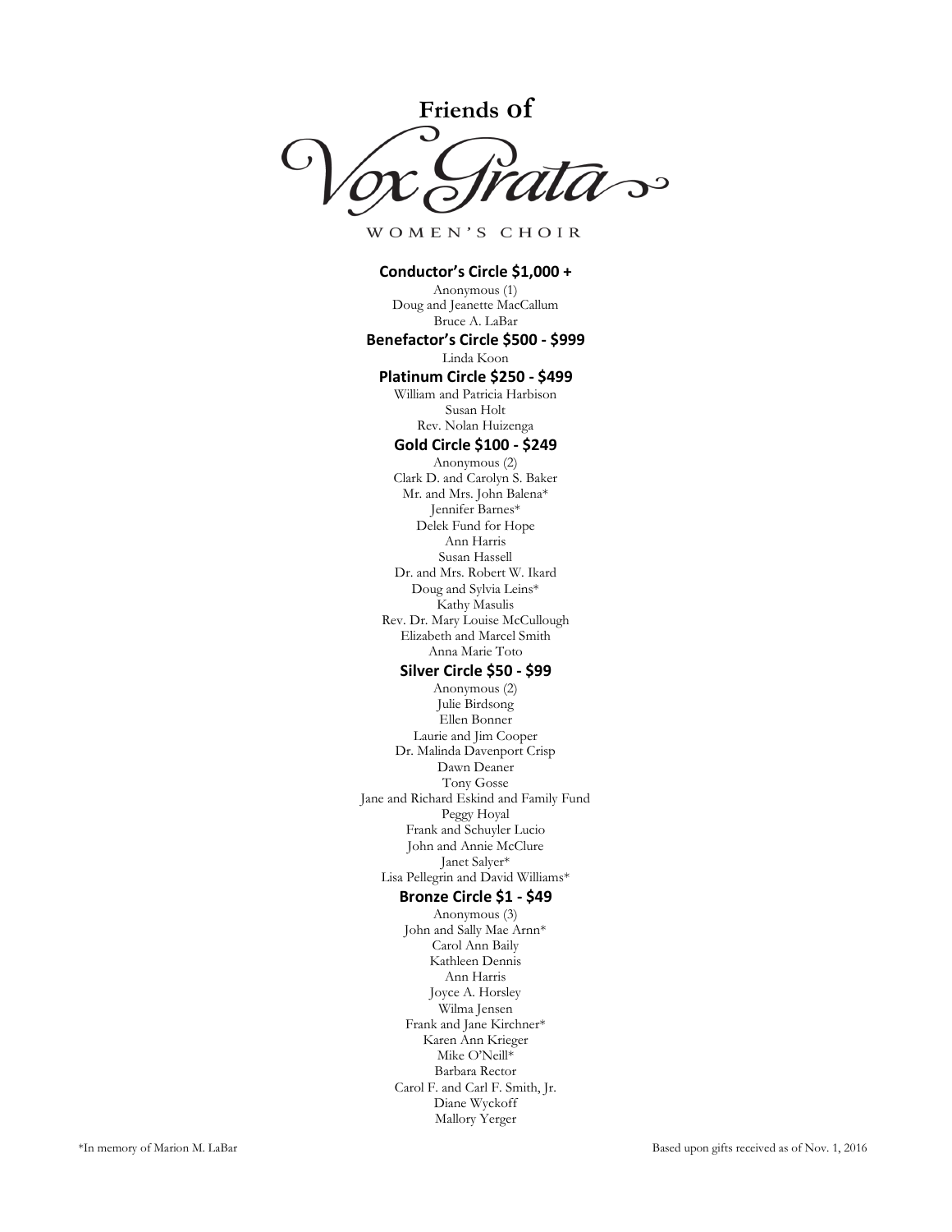# Friends of Vox Grata

WOMEN'S CHOIR

### Conductor's Circle $1,000 +

Anonymous (1)
Doug and Jeanette MacCallum
Bruce A. LaBar

### Benefactor's Circle $500 - $999

Linda Koon

### Platinum Circle $250 - $499

William and Patricia Harbison
Susan Holt
Rev. Nolan Huizenga

### Gold Circle $100 - $249

Anonymous (2)
Clark D. and Carolyn S. Baker
Mr. and Mrs. John Balena*
Jennifer Barnes*
Delek Fund for Hope
Ann Harris
Susan Hassell
Dr. and Mrs. Robert W. Ikard
Doug and Sylvia Leins*
Kathy Masulis
Rev. Dr. Mary Louise McCullough
Elizabeth and Marcel Smith
Anna Marie Toto

### Silver Circle $50 - $99

Anonymous (2)
Julie Birdsong
Ellen Bonner
Laurie and Jim Cooper
Dr. Malinda Davenport Crisp
Dawn Deaner
Tony Gosse
Jane and Richard Eskind and Family Fund
Peggy Hoyal
Frank and Schuyler Lucio
John and Annie McClure
Janet Salyer*
Lisa Pellegrin and David Williams*

### Bronze Circle $1 - $49

Anonymous (3)
John and Sally Mae Arnn*
Carol Ann Baily
Kathleen Dennis
Ann Harris
Joyce A. Horsley
Wilma Jensen
Frank and Jane Kirchner*
Karen Ann Krieger
Mike O'Neill*
Barbara Rector
Carol F. and Carl F. Smith, Jr.
Diane Wyckoff
Mallory Yerger

*In memory of Marion M. LaBar

Based upon gifts received as of Nov. 1, 2016